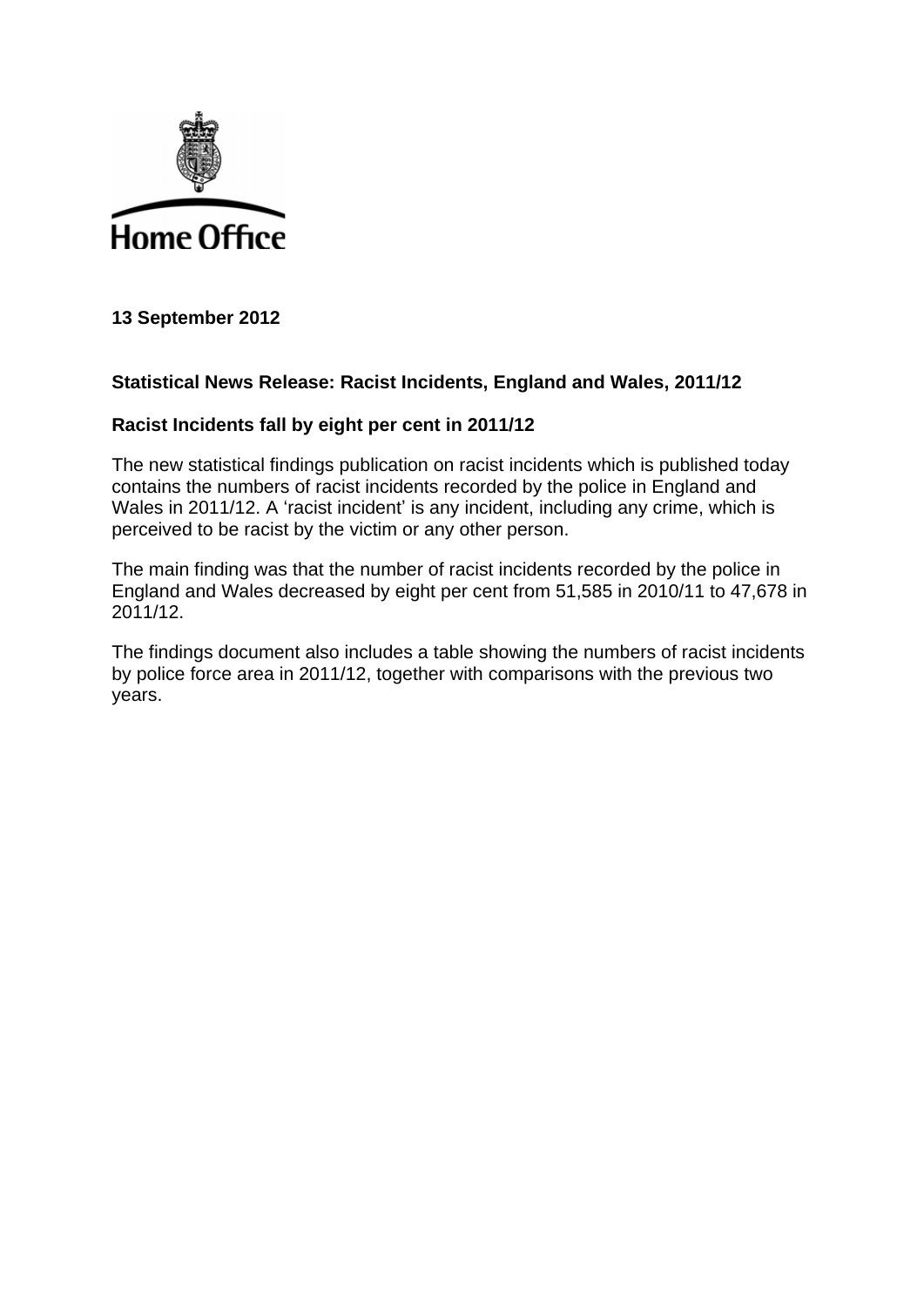Home Office

**13 September 2012**

**Statistical News Release: Racist Incidents, England and Wales, 2011/12**

**Racist Incidents fall by eight per cent in 2011/12**

The new statistical findings publication on racist incidents which is published today contains the numbers of racist incidents recorded by the police in England and Wales in 2011/12. A 'racist incident' is any incident, including any crime, which is perceived to be racist by the victim or any other person.

The main finding was that the number of racist incidents recorded by the police in England and Wales decreased by eight per cent from 51,585 in 2010/11 to 47,678 in 2011/12.

The findings document also includes a table showing the numbers of racist incidents by police force area in 2011/12, together with comparisons with the previous two years.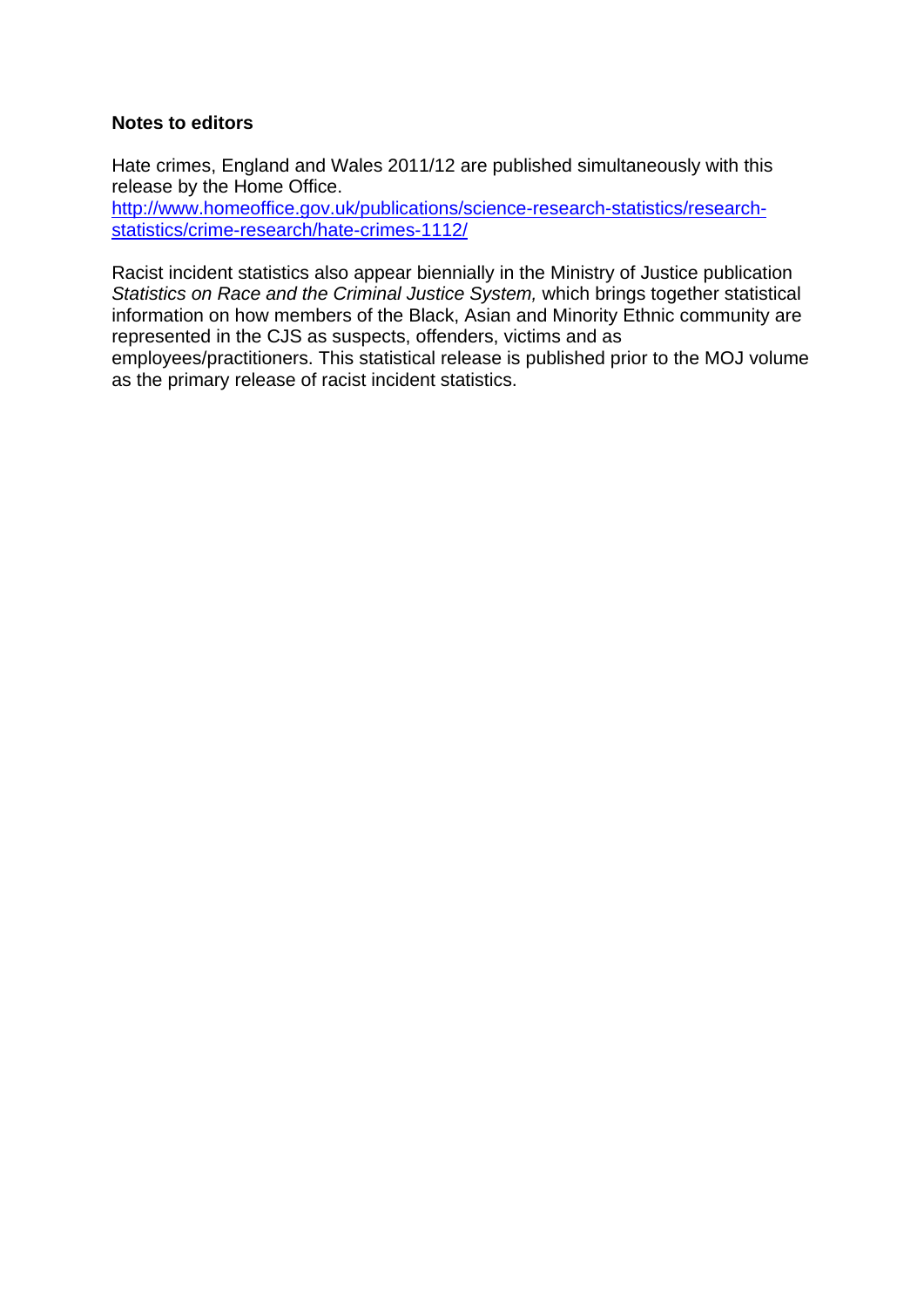**Notes to editors**

Hate crimes, England and Wales 2011/12 are published simultaneously with this release by the Home Office.
[http://www.homeoffice.gov.uk/publications/science-research-statistics/research-statistics/crime-research/hate-crimes-1112/](http://www.homeoffice.gov.uk/publications/science-research-statistics/research-statistics/crime-research/hate-crimes-1112/)

Racist incident statistics also appear biennially in the Ministry of Justice publication *Statistics on Race and the Criminal Justice System,* which brings together statistical information on how members of the Black, Asian and Minority Ethnic community are represented in the CJS as suspects, offenders, victims and as employees/practitioners. This statistical release is published prior to the MOJ volume as the primary release of racist incident statistics.